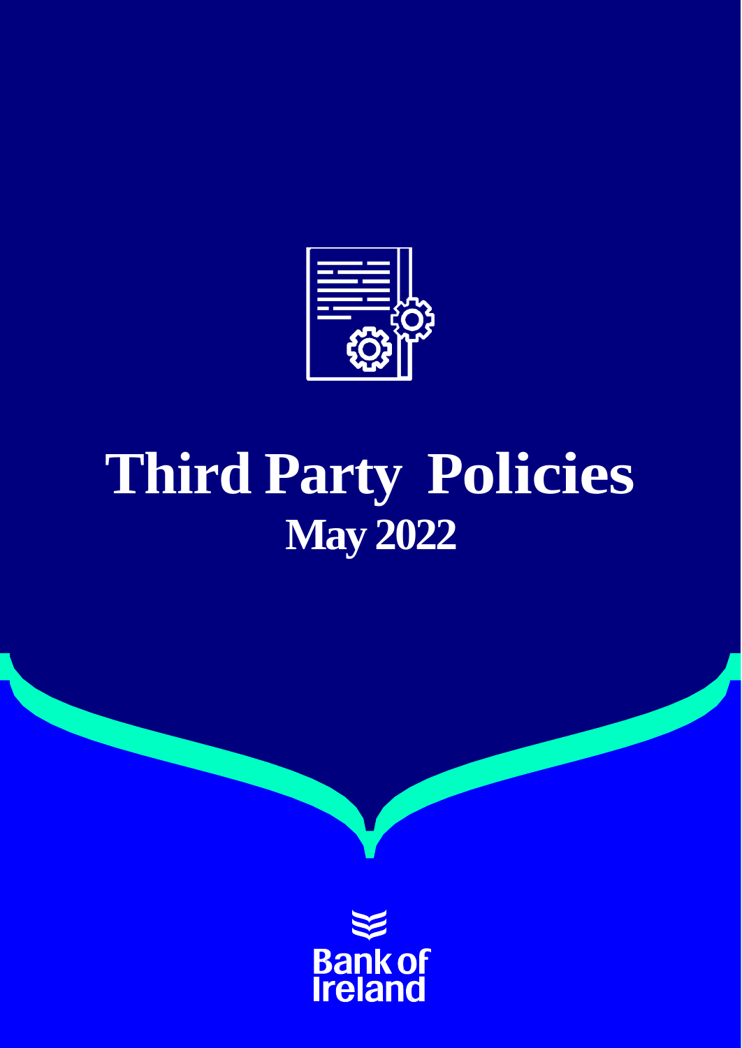# Third Party Policies

## May 2022

Bank of Ireland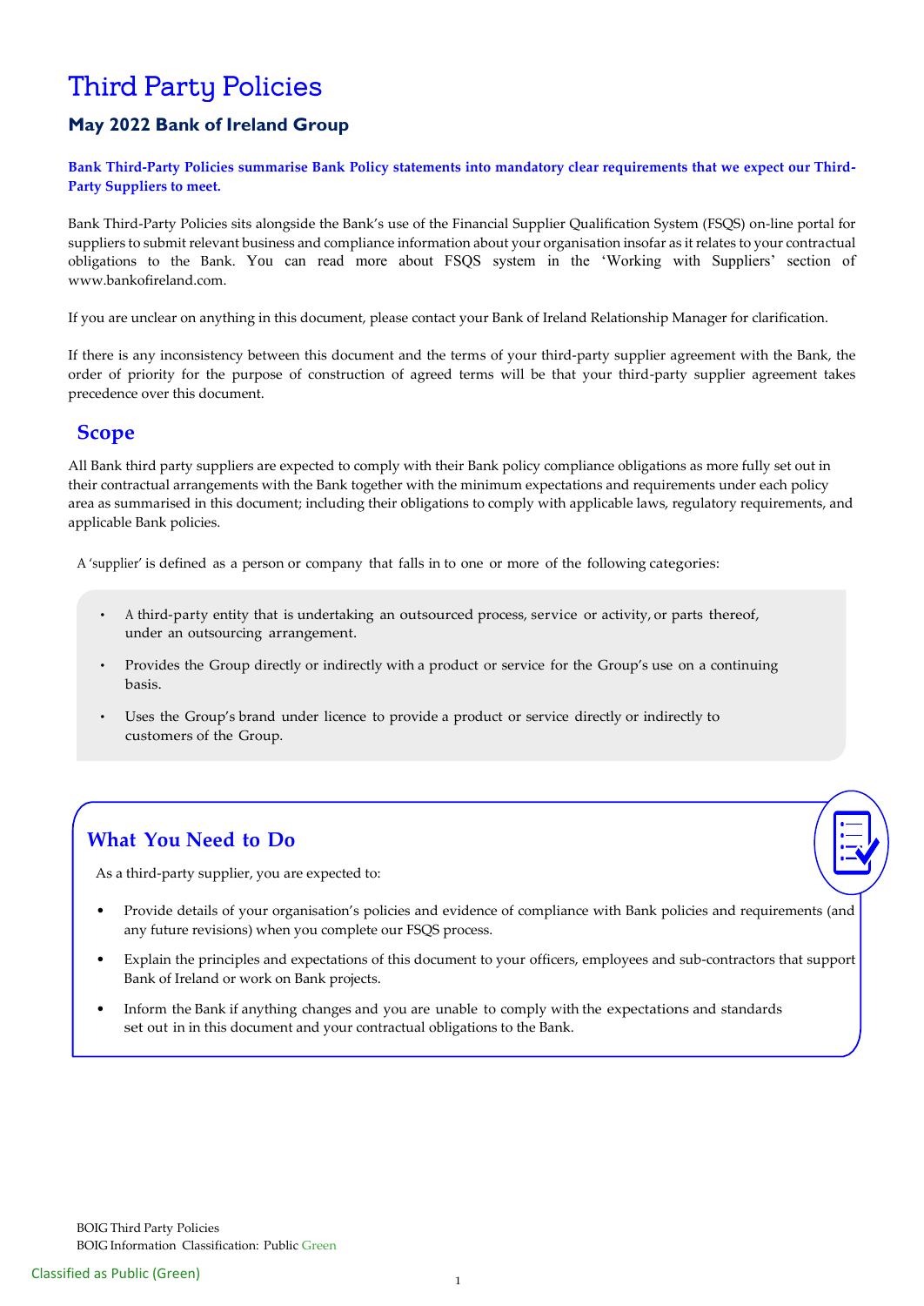# Third Party Policies

## May 2022 Bank of Ireland Group

**Bank Third-Party Policies summarise Bank Policy statements into mandatory clear requirements that we expect our Third-Party Suppliers to meet.**

Bank Third-Party Policies sits alongside the Bank's use of the Financial Supplier Qualification System (FSQS) on-line portal for suppliers to submit relevant business and compliance information about your organisation insofar as it relates to your contractual obligations to the Bank. You can read more about FSQS system in the 'Working with Suppliers' section of www.bankofireland.com.

If you are unclear on anything in this document, please contact your Bank of Ireland Relationship Manager for clarification.

If there is any inconsistency between this document and the terms of your third-party supplier agreement with the Bank, the order of priority for the purpose of construction of agreed terms will be that your third-party supplier agreement takes precedence over this document.

## Scope

All Bank third party suppliers are expected to comply with their Bank policy compliance obligations as more fully set out in their contractual arrangements with the Bank together with the minimum expectations and requirements under each policy area as summarised in this document; including their obligations to comply with applicable laws, regulatory requirements, and applicable Bank policies.

A 'supplier' is defined as a person or company that falls in to one or more of the following categories:

- A third-party entity that is undertaking an outsourced process, service or activity, or parts thereof, under an outsourcing arrangement.
- Provides the Group directly or indirectly with a product or service for the Group's use on a continuing basis.
- Uses the Group's brand under licence to provide a product or service directly or indirectly to customers of the Group.

## What You Need to Do

As a third-party supplier, you are expected to:

- Provide details of your organisation's policies and evidence of compliance with Bank policies and requirements (and any future revisions) when you complete our FSQS process.
- Explain the principles and expectations of this document to your officers, employees and sub-contractors that support Bank of Ireland or work on Bank projects.
- Inform the Bank if anything changes and you are unable to comply with the expectations and standards set out in in this document and your contractual obligations to the Bank.

BOIG Third Party Policies
BOIG Information Classification: Public Green

Classified as Public (Green)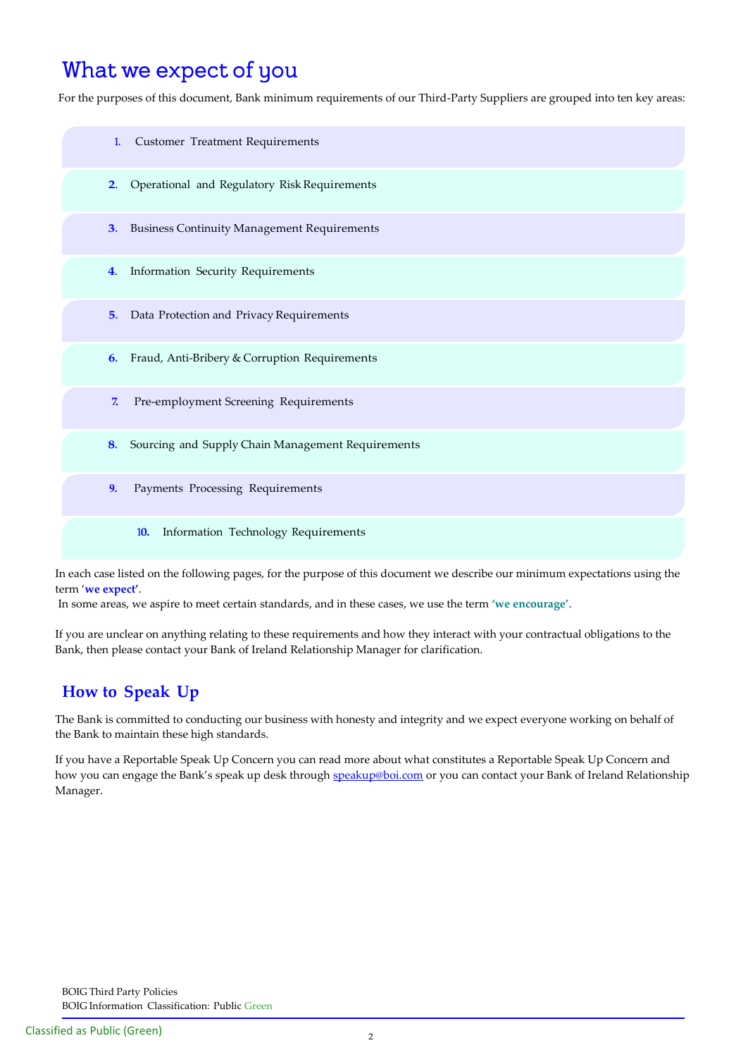# What we expect of you

For the purposes of this document, Bank minimum requirements of our Third-Party Suppliers are grouped into ten key areas:

1. Customer Treatment Requirements
2. Operational and Regulatory Risk Requirements
3. Business Continuity Management Requirements
4. Information Security Requirements
5. Data Protection and Privacy Requirements
6. Fraud, Anti-Bribery & Corruption Requirements
7. Pre-employment Screening Requirements
8. Sourcing and Supply Chain Management Requirements
9. Payments Processing Requirements
10. Information Technology Requirements

In each case listed on the following pages, for the purpose of this document we describe our minimum expectations using the term '**we expect'**.

In some areas, we aspire to meet certain standards, and in these cases, we use the term **'we encourage'**.

If you are unclear on anything relating to these requirements and how they interact with your contractual obligations to the Bank, then please contact your Bank of Ireland Relationship Manager for clarification.

## How to Speak Up

The Bank is committed to conducting our business with honesty and integrity and we expect everyone working on behalf of the Bank to maintain these high standards.

If you have a Reportable Speak Up Concern you can read more about what constitutes a Reportable Speak Up Concern and how you can engage the Bank's speak up desk through speakup@boi.com or you can contact your Bank of Ireland Relationship Manager.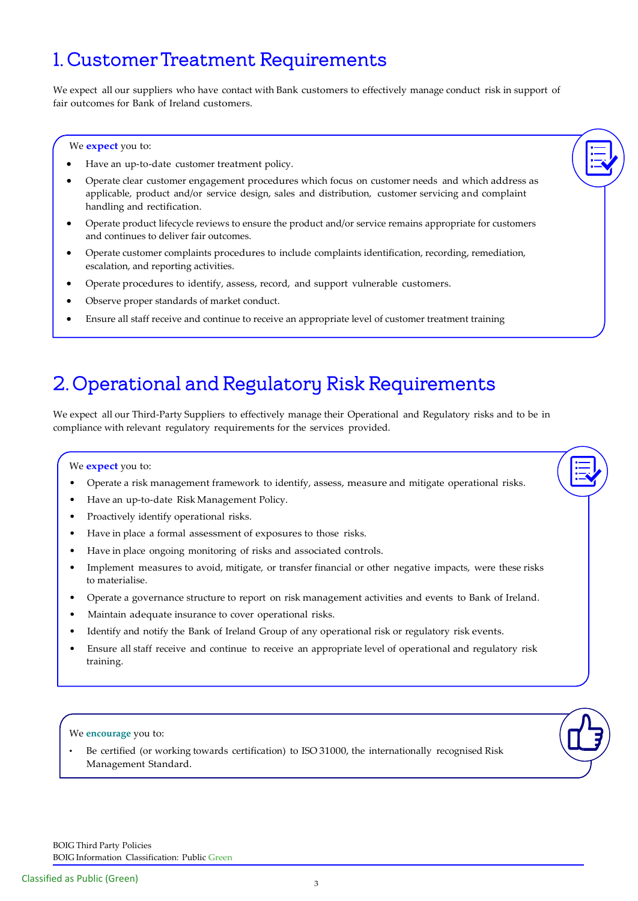# 1. Customer Treatment Requirements

We expect all our suppliers who have contact with Bank customers to effectively manage conduct risk in support of fair outcomes for Bank of Ireland customers.

We **expect** you to:

- Have an up-to-date customer treatment policy.
- Operate clear customer engagement procedures which focus on customer needs and which address as applicable, product and/or service design, sales and distribution, customer servicing and complaint handling and rectification.
- Operate product lifecycle reviews to ensure the product and/or service remains appropriate for customers and continues to deliver fair outcomes.
- Operate customer complaints procedures to include complaints identification, recording, remediation, escalation, and reporting activities.
- Operate procedures to identify, assess, record, and support vulnerable customers.
- Observe proper standards of market conduct.
- Ensure all staff receive and continue to receive an appropriate level of customer treatment training

# 2. Operational and Regulatory Risk Requirements

We expect all our Third-Party Suppliers to effectively manage their Operational and Regulatory risks and to be in compliance with relevant regulatory requirements for the services provided.

We **expect** you to:

- Operate a risk management framework to identify, assess, measure and mitigate operational risks.
- Have an up-to-date Risk Management Policy.
- Proactively identify operational risks.
- Have in place a formal assessment of exposures to those risks.
- Have in place ongoing monitoring of risks and associated controls.
- Implement measures to avoid, mitigate, or transfer financial or other negative impacts, were these risks to materialise.
- Operate a governance structure to report on risk management activities and events to Bank of Ireland.
- Maintain adequate insurance to cover operational risks.
- Identify and notify the Bank of Ireland Group of any operational risk or regulatory risk events.
- Ensure all staff receive and continue to receive an appropriate level of operational and regulatory risk training.

We **encourage** you to:

- Be certified (or working towards certification) to ISO 31000, the internationally recognised Risk Management Standard.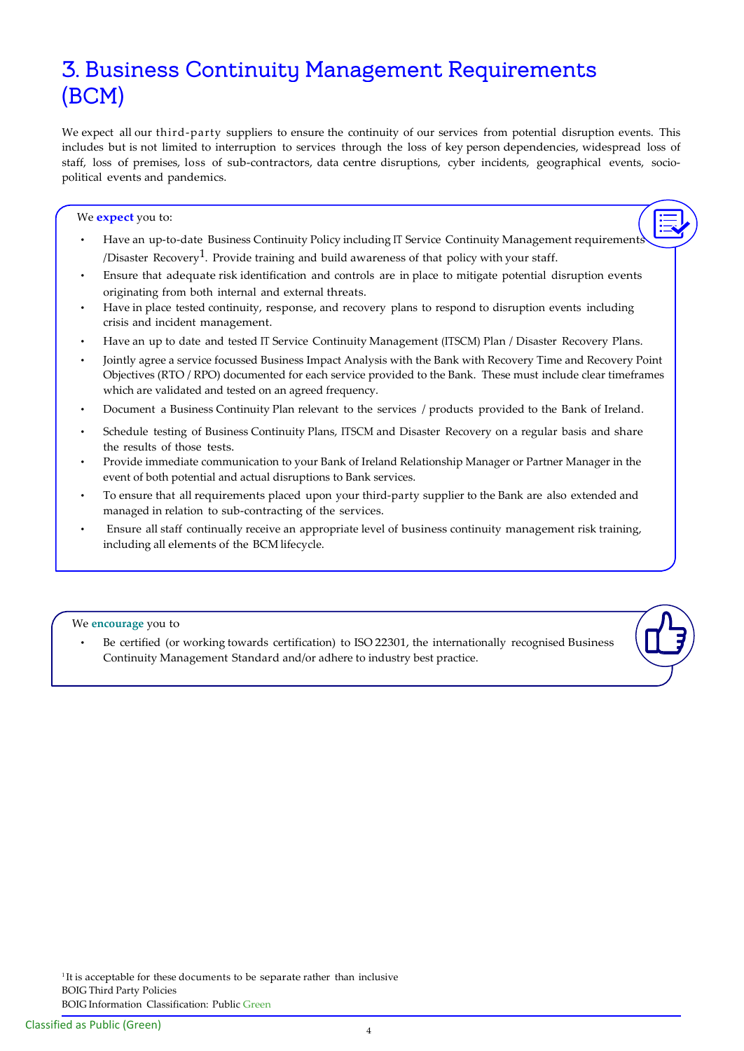# 3. Business Continuity Management Requirements (BCM)

We expect all our third-party suppliers to ensure the continuity of our services from potential disruption events. This includes but is not limited to interruption to services through the loss of key person dependencies, widespread loss of staff, loss of premises, loss of sub-contractors, data centre disruptions, cyber incidents, geographical events, socio-political events and pandemics.

We **expect** you to:

- Have an up-to-date Business Continuity Policy including IT Service Continuity Management requirements /Disaster Recovery[1]. Provide training and build awareness of that policy with your staff.
- Ensure that adequate risk identification and controls are in place to mitigate potential disruption events originating from both internal and external threats.
- Have in place tested continuity, response, and recovery plans to respond to disruption events including crisis and incident management.
- Have an up to date and tested IT Service Continuity Management (ITSCM) Plan / Disaster Recovery Plans.
- Jointly agree a service focussed Business Impact Analysis with the Bank with Recovery Time and Recovery Point Objectives (RTO / RPO) documented for each service provided to the Bank. These must include clear timeframes which are validated and tested on an agreed frequency.
- Document a Business Continuity Plan relevant to the services / products provided to the Bank of Ireland.
- Schedule testing of Business Continuity Plans, ITSCM and Disaster Recovery on a regular basis and share the results of those tests.
- Provide immediate communication to your Bank of Ireland Relationship Manager or Partner Manager in the event of both potential and actual disruptions to Bank services.
- To ensure that all requirements placed upon your third-party supplier to the Bank are also extended and managed in relation to sub-contracting of the services.
- Ensure all staff continually receive an appropriate level of business continuity management risk training, including all elements of the BCM lifecycle.

We **encourage** you to

- Be certified (or working towards certification) to ISO 22301, the internationally recognised Business Continuity Management Standard and/or adhere to industry best practice.

[1] It is acceptable for these documents to be separate rather than inclusive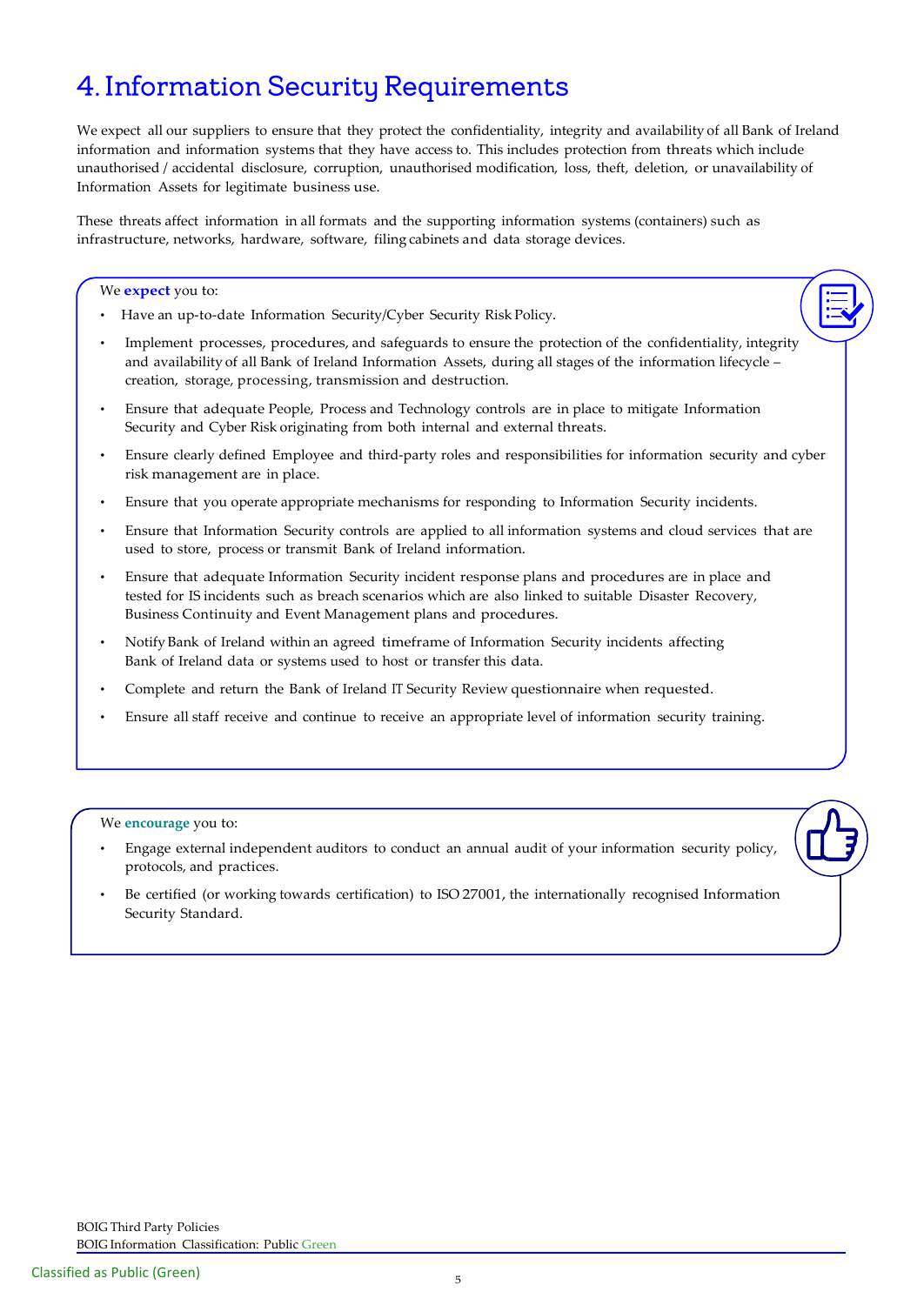# 4. Information Security Requirements

We expect all our suppliers to ensure that they protect the confidentiality, integrity and availability of all Bank of Ireland information and information systems that they have access to. This includes protection from threats which include unauthorised / accidental disclosure, corruption, unauthorised modification, loss, theft, deletion, or unavailability of Information Assets for legitimate business use.

These threats affect information in all formats and the supporting information systems (containers) such as infrastructure, networks, hardware, software, filing cabinets and data storage devices.

We **expect** you to:

- Have an up-to-date Information Security/Cyber Security Risk Policy.
- Implement processes, procedures, and safeguards to ensure the protection of the confidentiality, integrity and availability of all Bank of Ireland Information Assets, during all stages of the information lifecycle – creation, storage, processing, transmission and destruction.
- Ensure that adequate People, Process and Technology controls are in place to mitigate Information Security and Cyber Risk originating from both internal and external threats.
- Ensure clearly defined Employee and third-party roles and responsibilities for information security and cyber risk management are in place.
- Ensure that you operate appropriate mechanisms for responding to Information Security incidents.
- Ensure that Information Security controls are applied to all information systems and cloud services that are used to store, process or transmit Bank of Ireland information.
- Ensure that adequate Information Security incident response plans and procedures are in place and tested for IS incidents such as breach scenarios which are also linked to suitable Disaster Recovery, Business Continuity and Event Management plans and procedures.
- Notify Bank of Ireland within an agreed timeframe of Information Security incidents affecting Bank of Ireland data or systems used to host or transfer this data.
- Complete and return the Bank of Ireland IT Security Review questionnaire when requested.
- Ensure all staff receive and continue to receive an appropriate level of information security training.

We **encourage** you to:

- Engage external independent auditors to conduct an annual audit of your information security policy, protocols, and practices.
- Be certified (or working towards certification) to ISO 27001, the internationally recognised Information Security Standard.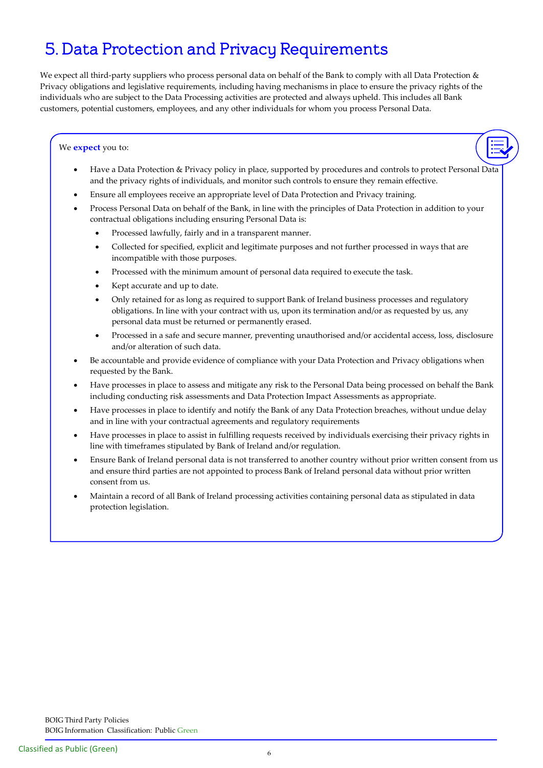# 5. Data Protection and Privacy Requirements

We expect all third-party suppliers who process personal data on behalf of the Bank to comply with all Data Protection & Privacy obligations and legislative requirements, including having mechanisms in place to ensure the privacy rights of the individuals who are subject to the Data Processing activities are protected and always upheld. This includes all Bank customers, potential customers, employees, and any other individuals for whom you process Personal Data.

We **expect** you to:

- Have a Data Protection & Privacy policy in place, supported by procedures and controls to protect Personal Data and the privacy rights of individuals, and monitor such controls to ensure they remain effective.
- Ensure all employees receive an appropriate level of Data Protection and Privacy training.
- Process Personal Data on behalf of the Bank, in line with the principles of Data Protection in addition to your contractual obligations including ensuring Personal Data is:
  - Processed lawfully, fairly and in a transparent manner.
  - Collected for specified, explicit and legitimate purposes and not further processed in ways that are incompatible with those purposes.
  - Processed with the minimum amount of personal data required to execute the task.
  - Kept accurate and up to date.
  - Only retained for as long as required to support Bank of Ireland business processes and regulatory obligations. In line with your contract with us, upon its termination and/or as requested by us, any personal data must be returned or permanently erased.
  - Processed in a safe and secure manner, preventing unauthorised and/or accidental access, loss, disclosure and/or alteration of such data.
- Be accountable and provide evidence of compliance with your Data Protection and Privacy obligations when requested by the Bank.
- Have processes in place to assess and mitigate any risk to the Personal Data being processed on behalf the Bank including conducting risk assessments and Data Protection Impact Assessments as appropriate.
- Have processes in place to identify and notify the Bank of any Data Protection breaches, without undue delay and in line with your contractual agreements and regulatory requirements
- Have processes in place to assist in fulfilling requests received by individuals exercising their privacy rights in line with timeframes stipulated by Bank of Ireland and/or regulation.
- Ensure Bank of Ireland personal data is not transferred to another country without prior written consent from us and ensure third parties are not appointed to process Bank of Ireland personal data without prior written consent from us.
- Maintain a record of all Bank of Ireland processing activities containing personal data as stipulated in data protection legislation.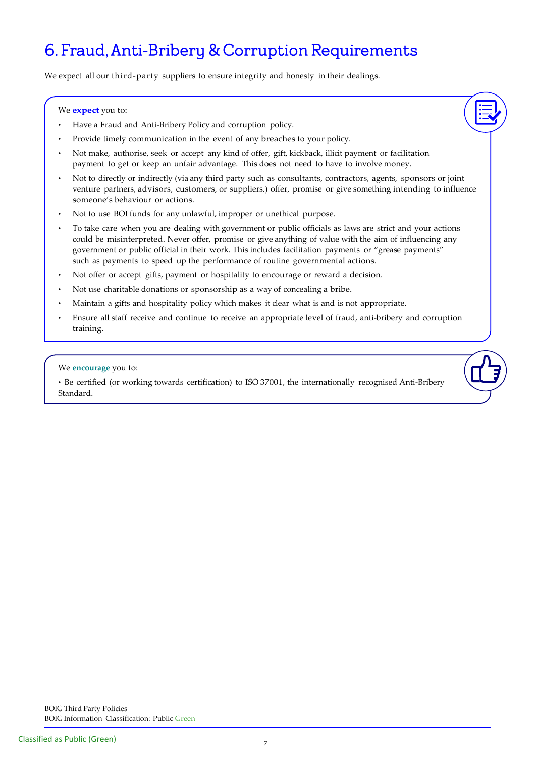# 6. Fraud, Anti-Bribery & Corruption Requirements

We expect all our third-party suppliers to ensure integrity and honesty in their dealings.

We **expect** you to:

- Have a Fraud and Anti-Bribery Policy and corruption policy.
- Provide timely communication in the event of any breaches to your policy.
- Not make, authorise, seek or accept any kind of offer, gift, kickback, illicit payment or facilitation payment to get or keep an unfair advantage. This does not need to have to involve money.
- Not to directly or indirectly (via any third party such as consultants, contractors, agents, sponsors or joint venture partners, advisors, customers, or suppliers.) offer, promise or give something intending to influence someone's behaviour or actions.
- Not to use BOI funds for any unlawful, improper or unethical purpose.
- To take care when you are dealing with government or public officials as laws are strict and your actions could be misinterpreted. Never offer, promise or give anything of value with the aim of influencing any government or public official in their work. This includes facilitation payments or "grease payments" such as payments to speed up the performance of routine governmental actions.
- Not offer or accept gifts, payment or hospitality to encourage or reward a decision.
- Not use charitable donations or sponsorship as a way of concealing a bribe.
- Maintain a gifts and hospitality policy which makes it clear what is and is not appropriate.
- Ensure all staff receive and continue to receive an appropriate level of fraud, anti-bribery and corruption training.

We **encourage** you to:

- Be certified (or working towards certification) to ISO 37001, the internationally recognised Anti-Bribery Standard.

BOIG Third Party Policies
BOIG Information Classification: Public Green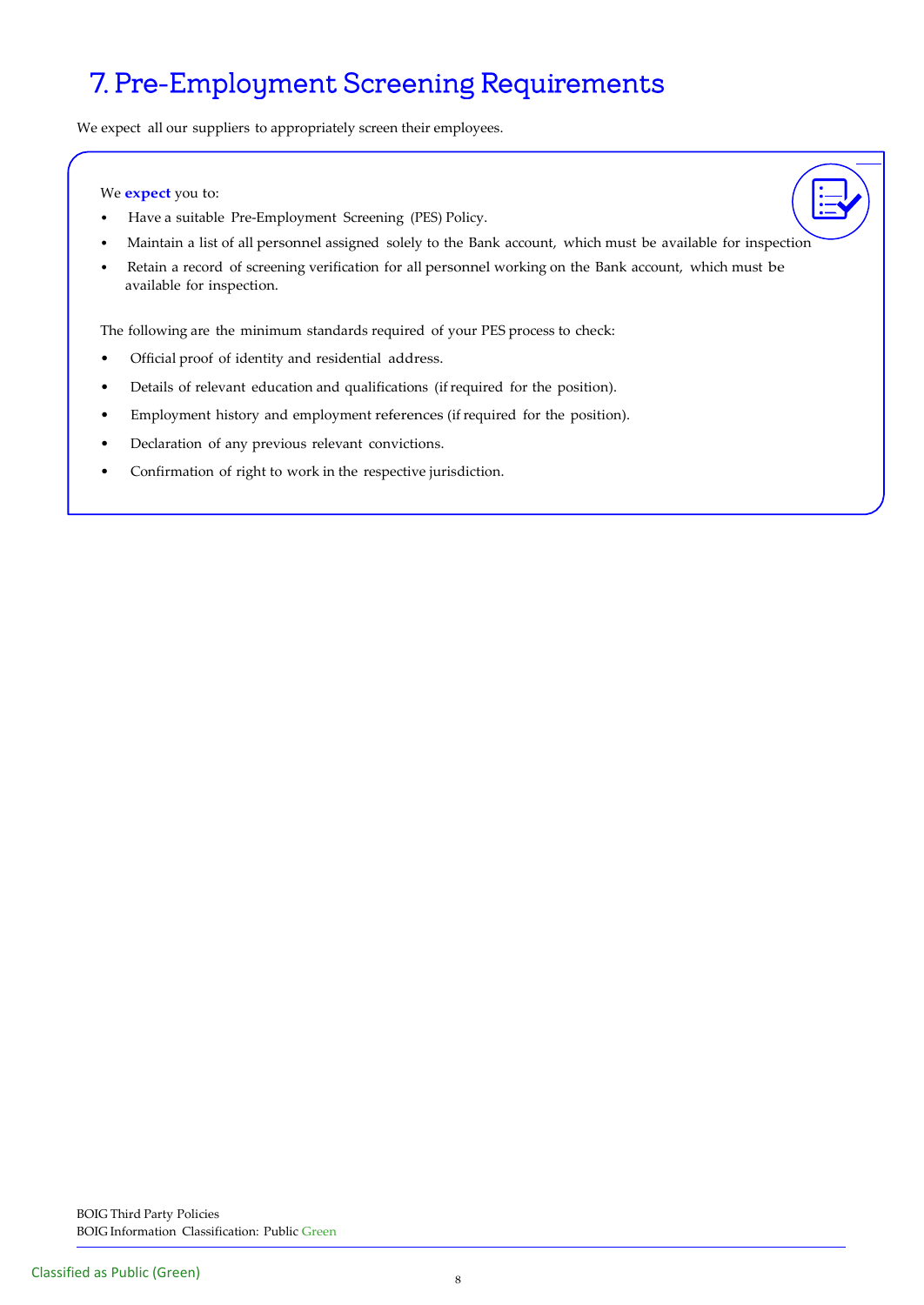# 7. Pre-Employment Screening Requirements

We expect all our suppliers to appropriately screen their employees.

We **expect** you to:

- Have a suitable Pre-Employment Screening (PES) Policy.
- Maintain a list of all personnel assigned solely to the Bank account, which must be available for inspection
- Retain a record of screening verification for all personnel working on the Bank account, which must be available for inspection.

The following are the minimum standards required of your PES process to check:

- Official proof of identity and residential address.
- Details of relevant education and qualifications (if required for the position).
- Employment history and employment references (if required for the position).
- Declaration of any previous relevant convictions.
- Confirmation of right to work in the respective jurisdiction.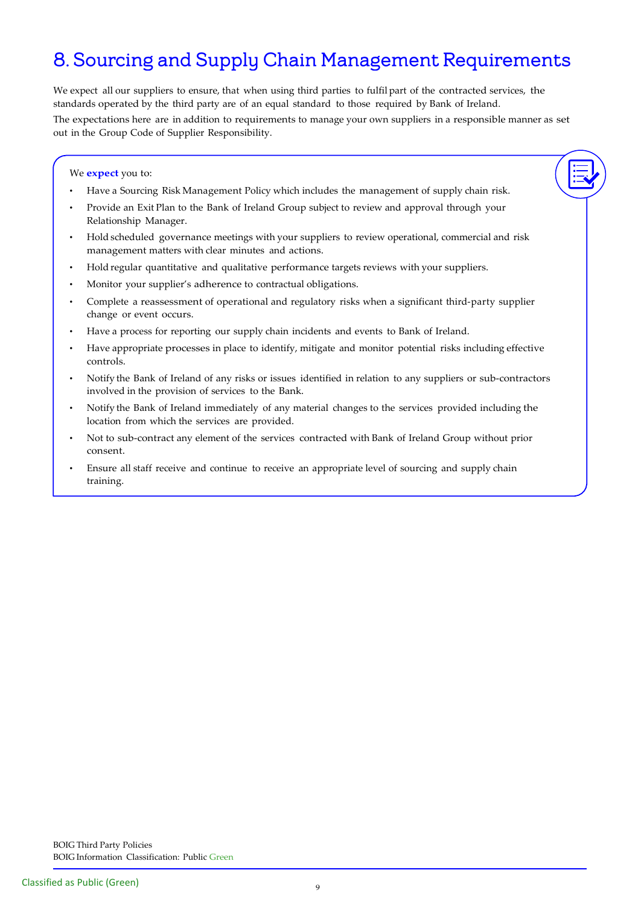# 8. Sourcing and Supply Chain Management Requirements

We expect all our suppliers to ensure, that when using third parties to fulfil part of the contracted services, the standards operated by the third party are of an equal standard to those required by Bank of Ireland.

The expectations here are in addition to requirements to manage your own suppliers in a responsible manner as set out in the Group Code of Supplier Responsibility.

We **expect** you to:

- Have a Sourcing Risk Management Policy which includes the management of supply chain risk.
- Provide an Exit Plan to the Bank of Ireland Group subject to review and approval through your Relationship Manager.
- Hold scheduled governance meetings with your suppliers to review operational, commercial and risk management matters with clear minutes and actions.
- Hold regular quantitative and qualitative performance targets reviews with your suppliers.
- Monitor your supplier's adherence to contractual obligations.
- Complete a reassessment of operational and regulatory risks when a significant third-party supplier change or event occurs.
- Have a process for reporting our supply chain incidents and events to Bank of Ireland.
- Have appropriate processes in place to identify, mitigate and monitor potential risks including effective controls.
- Notify the Bank of Ireland of any risks or issues identified in relation to any suppliers or sub-contractors involved in the provision of services to the Bank.
- Notify the Bank of Ireland immediately of any material changes to the services provided including the location from which the services are provided.
- Not to sub-contract any element of the services contracted with Bank of Ireland Group without prior consent.
- Ensure all staff receive and continue to receive an appropriate level of sourcing and supply chain training.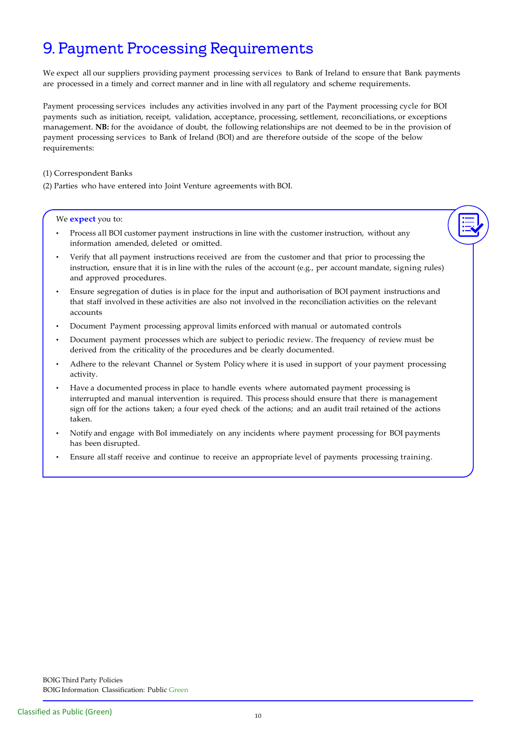# 9. Payment Processing Requirements

We expect all our suppliers providing payment processing services to Bank of Ireland to ensure that Bank payments are processed in a timely and correct manner and in line with all regulatory and scheme requirements.

Payment processing services includes any activities involved in any part of the Payment processing cycle for BOI payments such as initiation, receipt, validation, acceptance, processing, settlement, reconciliations, or exceptions management. **NB:** for the avoidance of doubt, the following relationships are not deemed to be in the provision of payment processing services to Bank of Ireland (BOI) and are therefore outside of the scope of the below requirements:

(1) Correspondent Banks

(2) Parties who have entered into Joint Venture agreements with BOI.

We **expect** you to:

- Process all BOI customer payment instructions in line with the customer instruction, without any information amended, deleted or omitted.
- Verify that all payment instructions received are from the customer and that prior to processing the instruction, ensure that it is in line with the rules of the account (e.g., per account mandate, signing rules) and approved procedures.
- Ensure segregation of duties is in place for the input and authorisation of BOI payment instructions and that staff involved in these activities are also not involved in the reconciliation activities on the relevant accounts
- Document Payment processing approval limits enforced with manual or automated controls
- Document payment processes which are subject to periodic review. The frequency of review must be derived from the criticality of the procedures and be clearly documented.
- Adhere to the relevant Channel or System Policy where it is used in support of your payment processing activity.
- Have a documented process in place to handle events where automated payment processing is interrupted and manual intervention is required. This process should ensure that there is management sign off for the actions taken; a four eyed check of the actions; and an audit trail retained of the actions taken.
- Notify and engage with BoI immediately on any incidents where payment processing for BOI payments has been disrupted.
- Ensure all staff receive and continue to receive an appropriate level of payments processing training.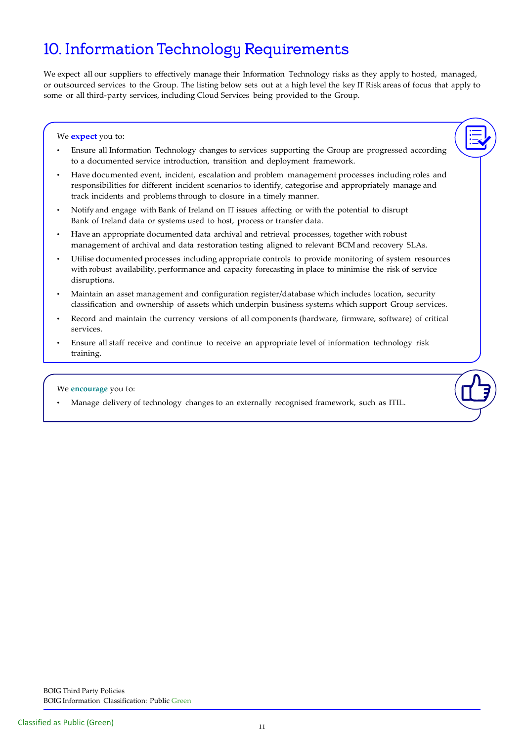# 10. Information Technology Requirements

We expect all our suppliers to effectively manage their Information Technology risks as they apply to hosted, managed, or outsourced services to the Group. The listing below sets out at a high level the key IT Risk areas of focus that apply to some or all third-party services, including Cloud Services being provided to the Group.

We **expect** you to:

- Ensure all Information Technology changes to services supporting the Group are progressed according to a documented service introduction, transition and deployment framework.
- Have documented event, incident, escalation and problem management processes including roles and responsibilities for different incident scenarios to identify, categorise and appropriately manage and track incidents and problems through to closure in a timely manner.
- Notify and engage with Bank of Ireland on IT issues affecting or with the potential to disrupt Bank of Ireland data or systems used to host, process or transfer data.
- Have an appropriate documented data archival and retrieval processes, together with robust management of archival and data restoration testing aligned to relevant BCM and recovery SLAs.
- Utilise documented processes including appropriate controls to provide monitoring of system resources with robust availability, performance and capacity forecasting in place to minimise the risk of service disruptions.
- Maintain an asset management and configuration register/database which includes location, security classification and ownership of assets which underpin business systems which support Group services.
- Record and maintain the currency versions of all components (hardware, firmware, software) of critical services.
- Ensure all staff receive and continue to receive an appropriate level of information technology risk training.

We **encourage** you to:

- Manage delivery of technology changes to an externally recognised framework, such as ITIL.

BOIG Third Party Policies
BOIG Information Classification: Public Green

Classified as Public (Green)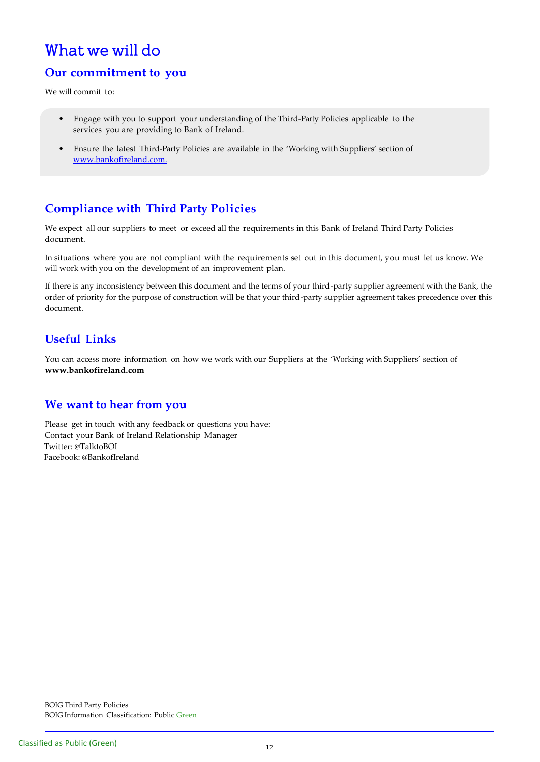# What we will do

## Our commitment to you

We will commit to:

- Engage with you to support your understanding of the Third-Party Policies applicable to the services you are providing to Bank of Ireland.
- Ensure the latest Third-Party Policies are available in the 'Working with Suppliers' section of www.bankofireland.com.

## Compliance with Third Party Policies

We expect all our suppliers to meet or exceed all the requirements in this Bank of Ireland Third Party Policies document.

In situations where you are not compliant with the requirements set out in this document, you must let us know. We will work with you on the development of an improvement plan.

If there is any inconsistency between this document and the terms of your third-party supplier agreement with the Bank, the order of priority for the purpose of construction will be that your third-party supplier agreement takes precedence over this document.

## Useful Links

You can access more information on how we work with our Suppliers at the 'Working with Suppliers' section of **www.bankofireland.com**

## We want to hear from you

Please get in touch with any feedback or questions you have:
Contact your Bank of Ireland Relationship Manager
Twitter: @TalktoBOI
Facebook: @BankofIreland